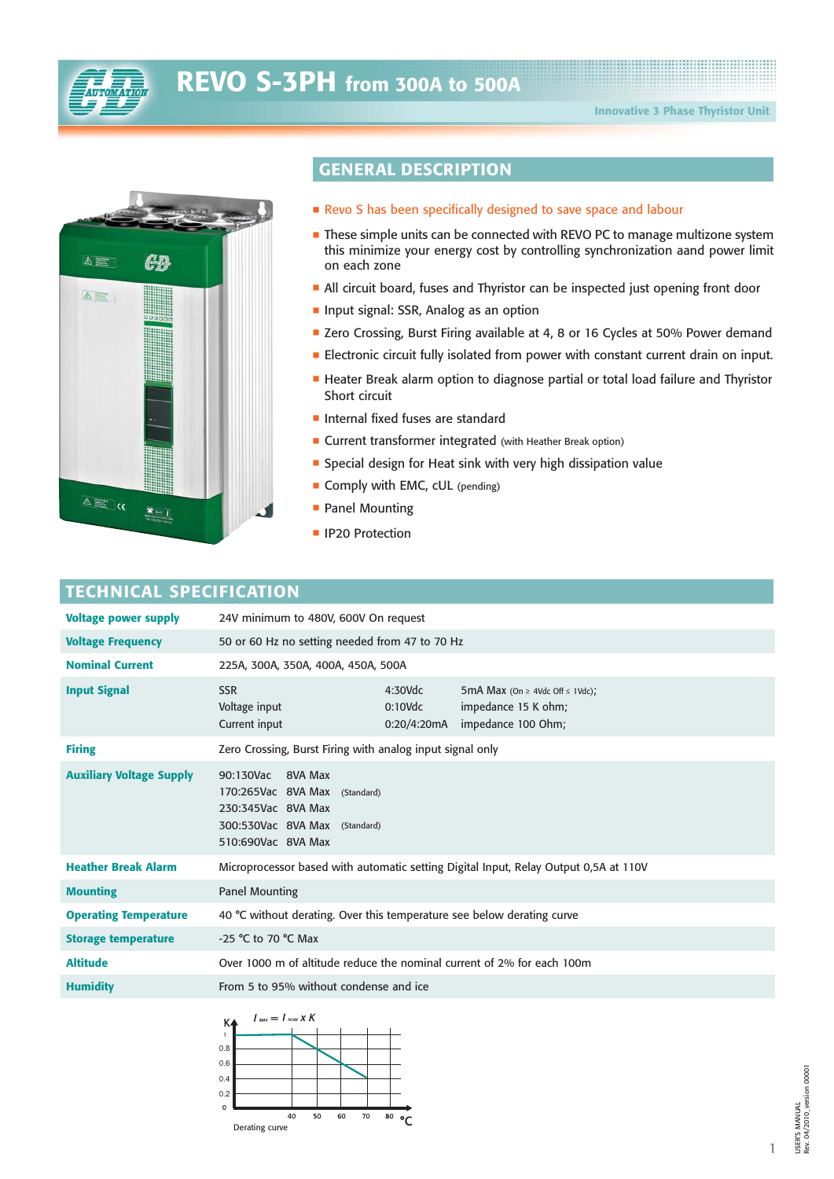# REVO S-3PH from 300A to 500A

Innovative 3 Phase Thyristor Unit

## GENERAL DESCRIPTION

- Revo S has been specifically designed to save space and labour
- These simple units can be connected with REVO PC to manage multizone system this minimize your energy cost by controlling synchronization aand power limit on each zone
- All circuit board, fuses and Thyristor can be inspected just opening front door
- Input signal: SSR, Analog as an option
- Zero Crossing, Burst Firing available at 4, 8 or 16 Cycles at 50% Power demand
- Electronic circuit fully isolated from power with constant current drain on input.
- Heater Break alarm option to diagnose partial or total load failure and Thyristor Short circuit
- Internal fixed fuses are standard
- Current transformer integrated (with Heather Break option)
- Special design for Heat sink with very high dissipation value
- Comply with EMC, cUL (pending)
- Panel Mounting
- IP20 Protection

## TECHNICAL SPECIFICATION

| | |
|---|---|
| **Voltage power supply** | 24V minimum to 480V, 600V On request |
| **Voltage Frequency** | 50 or 60 Hz no setting needed from 47 to 70 Hz |
| **Nominal Current** | 225A, 300A, 350A, 400A, 450A, 500A |
| **Input Signal** | SSR 4:30Vdc 5mA Max (On ≥ 4Vdc Off ≤ 1Vdc);<br>Voltage input 0:10Vdc impedance 15 K ohm;<br>Current input 0:20/4:20mA impedance 100 Ohm; |
| **Firing** | Zero Crossing, Burst Firing with analog input signal only |
| **Auxiliary Voltage Supply** | 90:130Vac 8VA Max<br>170:265Vac 8VA Max (Standard)<br>230:345Vac 8VA Max<br>300:530Vac 8VA Max (Standard)<br>510:690Vac 8VA Max |
| **Heather Break Alarm** | Microprocessor based with automatic setting Digital Input, Relay Output 0,5A at 110V |
| **Mounting** | Panel Mounting |
| **Operating Temperature** | 40 °C without derating. Over this temperature see below derating curve |
| **Storage temperature** | -25 °C to 70 °C Max |
| **Altitude** | Over 1000 m of altitude reduce the nominal current of 2% for each 100m |
| **Humidity** | From 5 to 95% without condense and ice |

$I_{MAX} = I_{NOM} \times K$

Derating curve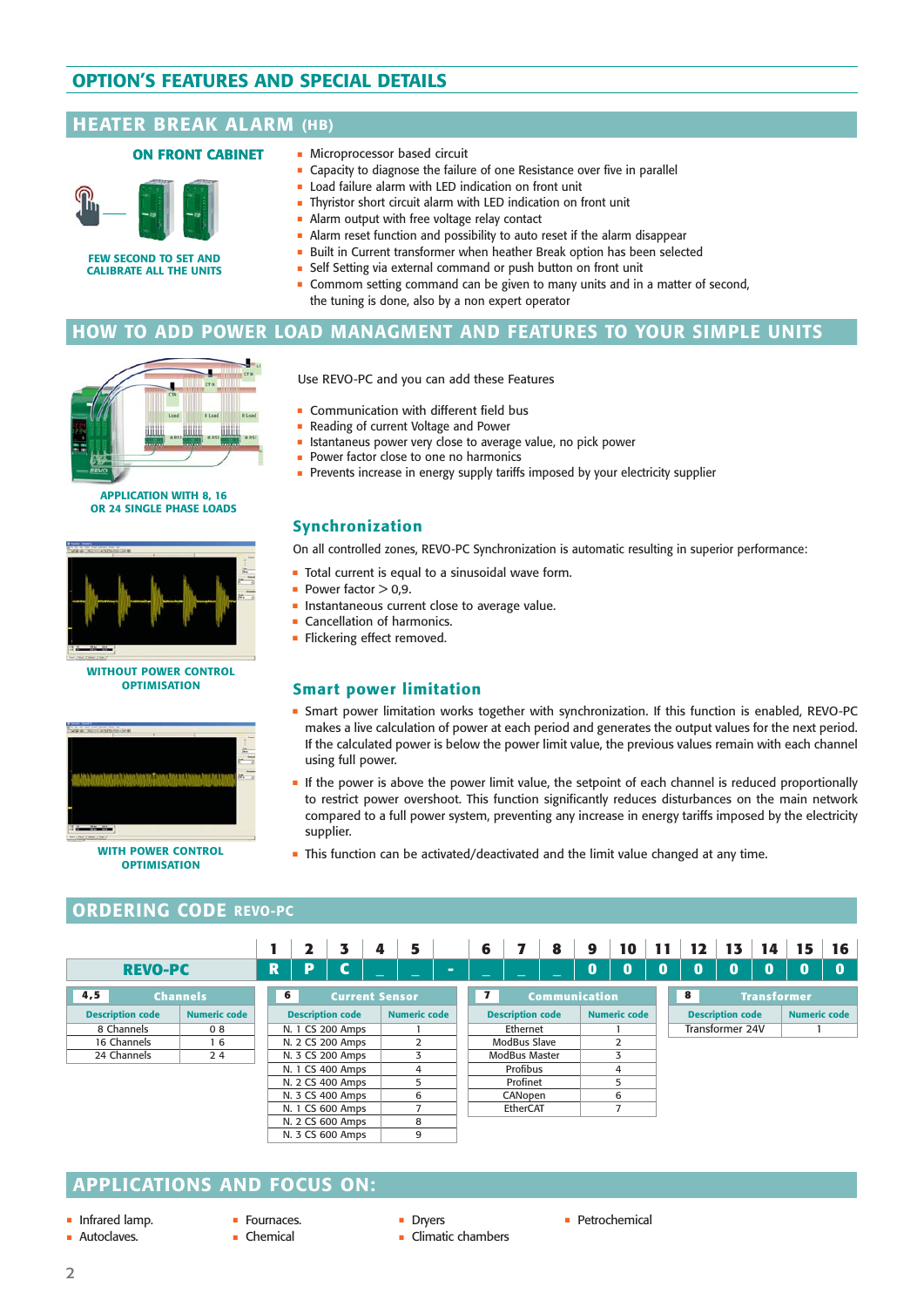# OPTION'S FEATURES AND SPECIAL DETAILS

## HEATER BREAK ALARM (HB)

**ON FRONT CABINET**

FEW SECOND TO SET AND CALIBRATE ALL THE UNITS

- Microprocessor based circuit
- Capacity to diagnose the failure of one Resistance over five in parallel
- Load failure alarm with LED indication on front unit
- Thyristor short circuit alarm with LED indication on front unit
- Alarm output with free voltage relay contact
- Alarm reset function and possibility to auto reset if the alarm disappear
- Built in Current transformer when heather Break option has been selected
- Self Setting via external command or push button on front unit
- Commom setting command can be given to many units and in a matter of second, the tuning is done, also by a non expert operator

## HOW TO ADD POWER LOAD MANAGMENT AND FEATURES TO YOUR SIMPLE UNITS

APPLICATION WITH 8, 16 OR 24 SINGLE PHASE LOADS

Use REVO-PC and you can add these Features

- Communication with different field bus
- Reading of current Voltage and Power
- Istantaneous power very close to average value, no pick power
- Power factor close to one no harmonics
- Prevents increase in energy supply tariffs imposed by your electricity supplier

### Synchronization

On all controlled zones, REVO-PC Synchronization is automatic resulting in superior performance:

- Total current is equal to a sinusoidal wave form.
- Power factor > 0,9.
- Instantaneous current close to average value.
- Cancellation of harmonics.
- Flickering effect removed.

WITHOUT POWER CONTROL OPTIMISATION

### Smart power limitation

- Smart power limitation works together with synchronization. If this function is enabled, REVO-PC makes a live calculation of power at each period and generates the output values for the next period. If the calculated power is below the power limit value, the previous values remain with each channel using full power.
- If the power is above the power limit value, the setpoint of each channel is reduced proportionally to restrict power overshoot. This function significantly reduces disturbances on the main network compared to a full power system, preventing any increase in energy tariffs imposed by the electricity supplier.
- This function can be activated/deactivated and the limit value changed at any time.

WITH POWER CONTROL OPTIMISATION

## ORDERING CODE REVO-PC

| | 1 | 2 | 3 | 4 | 5 | | 6 | 7 | 8 | 9 | 10 | 11 | 12 | 13 | 14 | 15 | 16 |
|---|---|---|---|---|---|---|---|---|---|---|---|---|---|---|---|---|---|
| **REVO-PC** | R | P | C | _ | _ | - | _ | _ | _ | 0 | 0 | 0 | 0 | 0 | 0 | 0 | 0 |

**4,5 Channels**

| Description code | Numeric code |
|---|---|
| 8 Channels | 0 8 |
| 16 Channels | 1 6 |
| 24 Channels | 2 4 |

**6 Current Sensor**

| Description code | Numeric code |
|---|---|
| N. 1 CS 200 Amps | 1 |
| N. 2 CS 200 Amps | 2 |
| N. 3 CS 200 Amps | 3 |
| N. 1 CS 400 Amps | 4 |
| N. 2 CS 400 Amps | 5 |
| N. 3 CS 400 Amps | 6 |
| N. 1 CS 600 Amps | 7 |
| N. 2 CS 600 Amps | 8 |
| N. 3 CS 600 Amps | 9 |

**7 Communication**

| Description code | Numeric code |
|---|---|
| Ethernet | 1 |
| ModBus Slave | 2 |
| ModBus Master | 3 |
| Profibus | 4 |
| Profinet | 5 |
| CANopen | 6 |
| EtherCAT | 7 |

**8 Transformer**

| Description code | Numeric code |
|---|---|
| Transformer 24V | 1 |

## APPLICATIONS AND FOCUS ON:

- Infrared lamp.
- Autoclaves.
- Fournaces.
- Chemical
- Dryers
- Climatic chambers
- Petrochemical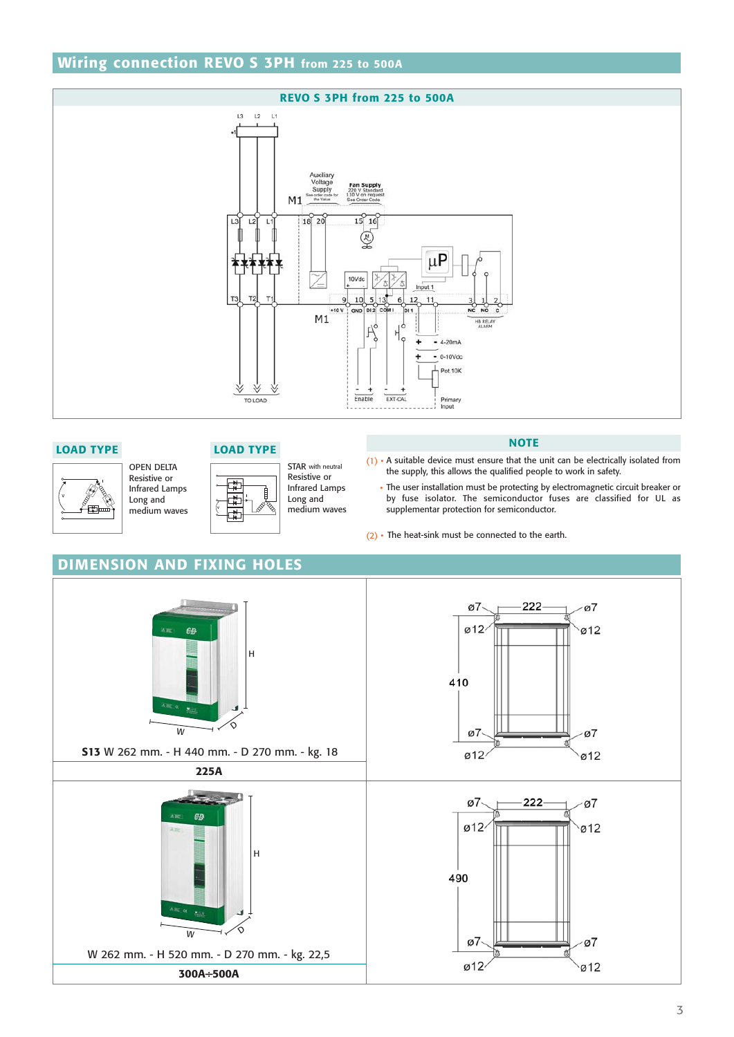## Wiring connection REVO S 3PH from 225 to 500A

### REVO S 3PH from 225 to 500A

### LOAD TYPE

OPEN DELTA
Resistive or
Infrared Lamps
Long and
medium waves

### LOAD TYPE

STAR with neutral
Resistive or
Infrared Lamps
Long and
medium waves

### NOTE

(1) • A suitable device must ensure that the unit can be electrically isolated from the supply, this allows the qualified people to work in safety.

• The user installation must be protecting by electromagnetic circuit breaker or by fuse isolator. The semiconductor fuses are classified for UL as supplementar protection for semiconductor.

(2) • The heat-sink must be connected to the earth.

## DIMENSION AND FIXING HOLES

**S13** W 262 mm. - H 440 mm. - D 270 mm. - kg. 18

**225A**

W 262 mm. - H 520 mm. - D 270 mm. - kg. 22,5

**300A÷500A**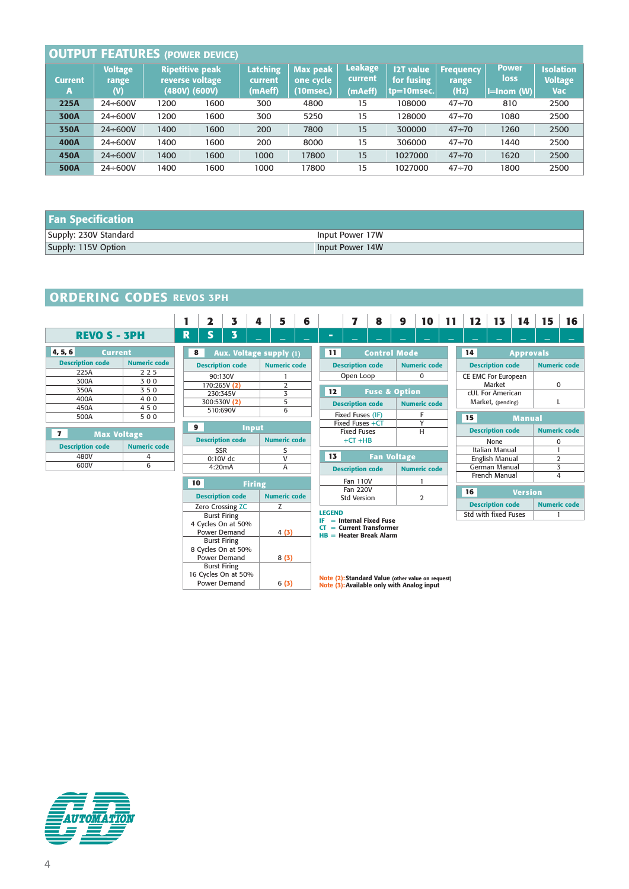## OUTPUT FEATURES (POWER DEVICE)

| Current A | Voltage range (V) | Ripetitive peak reverse voltage (480V) | (600V) | Latching current (mAeff) | Max peak one cycle (10msec.) | Leakage current (mAeff) | I2T value for fusing tp=10msec. | Frequency range (Hz) | Power loss I=Inom (W) | Isolation Voltage Vac |
|---|---|---|---|---|---|---|---|---|---|---|
| **225A** | 24÷600V | 1200 | 1600 | 300 | 4800 | 15 | 108000 | 47÷70 | 810 | 2500 |
| **300A** | 24÷600V | 1200 | 1600 | 300 | 5250 | 15 | 128000 | 47÷70 | 1080 | 2500 |
| **350A** | 24÷600V | 1400 | 1600 | 200 | 7800 | 15 | 300000 | 47÷70 | 1260 | 2500 |
| **400A** | 24÷600V | 1400 | 1600 | 200 | 8000 | 15 | 306000 | 47÷70 | 1440 | 2500 |
| **450A** | 24÷600V | 1400 | 1600 | 1000 | 17800 | 15 | 1027000 | 47÷70 | 1620 | 2500 |
| **500A** | 24÷600V | 1400 | 1600 | 1000 | 17800 | 15 | 1027000 | 47÷70 | 1800 | 2500 |

## Fan Specification

| | |
|---|---|
| Supply: 230V Standard | Input Power 17W |
| Supply: 115V Option | Input Power 14W |

## ORDERING CODES REVOS 3PH

| | 1 | 2 | 3 | 4 | 5 | 6 | | 7 | 8 | 9 | 10 | 11 | 12 | 13 | 14 | 15 | 16 |
|---|---|---|---|---|---|---|---|---|---|---|---|---|---|---|---|---|---|
| **REVO S - 3PH** | R | S | 3 | _ | _ | _ | - | _ | _ | _ | _ | _ | _ | _ | _ | _ | _ |

**4, 5, 6 Current**

| Description code | Numeric code |
|---|---|
| 225A | 2 2 5 |
| 300A | 3 0 0 |
| 350A | 3 5 0 |
| 400A | 4 0 0 |
| 450A | 4 5 0 |
| 500A | 5 0 0 |

**7 Max Voltage**

| Description code | Numeric code |
|---|---|
| 480V | 4 |
| 600V | 6 |

**8 Aux. Voltage supply (1)**

| Description code | Numeric code |
|---|---|
| 90:130V | 1 |
| 170:265V (2) | 2 |
| 230:345V | 3 |
| 300:530V (2) | 5 |
| 510:690V | 6 |

**9 Input**

| Description code | Numeric code |
|---|---|
| SSR | S |
| 0:10V dc | V |
| 4:20mA | A |

**10 Firing**

| Description code | Numeric code |
|---|---|
| Zero Crossing ZC | Z |
| Burst Firing 4 Cycles On at 50% Power Demand | 4 (3) |
| Burst Firing 8 Cycles On at 50% Power Demand | 8 (3) |
| Burst Firing 16 Cycles On at 50% Power Demand | 6 (3) |

**11 Control Mode**

| Description code | Numeric code |
|---|---|
| Open Loop | 0 |

**12 Fuse & Option**

| Description code | Numeric code |
|---|---|
| Fixed Fuses (IF) | F |
| Fixed Fuses +CT | Y |
| Fixed Fuses +CT +HB | H |

**13 Fan Voltage**

| Description code | Numeric code |
|---|---|
| Fan 110V | 1 |
| Fan 220V Std Version | 2 |

**LEGEND**
- **IF = Internal Fixed Fuse**
- **CT = Current Transformer**
- **HB = Heater Break Alarm**

**14 Approvals**

| Description code | Numeric code |
|---|---|
| CE EMC For European Market | 0 |
| cUL For American Market, (pending) | L |

**15 Manual**

| Description code | Numeric code |
|---|---|
| None | 0 |
| Italian Manual | 1 |
| English Manual | 2 |
| German Manual | 3 |
| French Manual | 4 |

**16 Version**

| Description code | Numeric code |
|---|---|
| Std with fixed Fuses | 1 |

Note (2): **Standard Value** (other value on request)
Note (3): **Available only with Analog input**